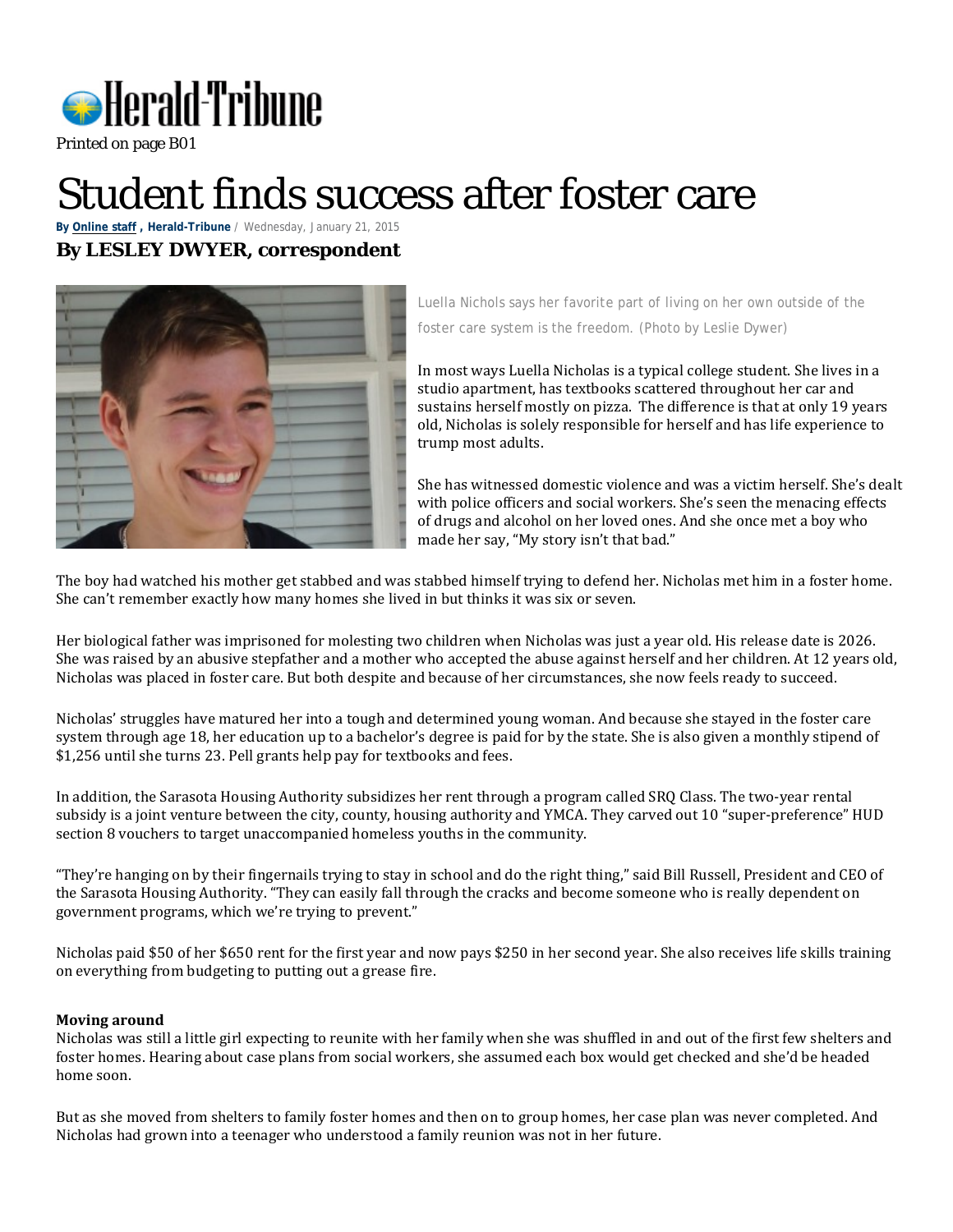Herald-Tribune

Printed on page B01

# Student finds success after foster care

By Online staff , Herald-Tribune / Wednesday, January 21, 2015

### By LESLEY DWYER, correspondent

Luella Nichols says her favorite part of living on her own outside of the foster care system is the freedom. (Photo by Leslie Dywer)

In most ways Luella Nicholas is a typical college student. She lives in a studio apartment, has textbooks scattered throughout her car and sustains herself mostly on pizza. The difference is that at only 19 years old, Nicholas is solely responsible for herself and has life experience to trump most adults.

She has witnessed domestic violence and was a victim herself. She's dealt with police officers and social workers. She's seen the menacing effects of drugs and alcohol on her loved ones. And she once met a boy who made her say, "My story isn't that bad."

The boy had watched his mother get stabbed and was stabbed himself trying to defend her. Nicholas met him in a foster home. She can't remember exactly how many homes she lived in but thinks it was six or seven.

Her biological father was imprisoned for molesting two children when Nicholas was just a year old. His release date is 2026. She was raised by an abusive stepfather and a mother who accepted the abuse against herself and her children. At 12 years old, Nicholas was placed in foster care. But both despite and because of her circumstances, she now feels ready to succeed.

Nicholas' struggles have matured her into a tough and determined young woman. And because she stayed in the foster care system through age 18, her education up to a bachelor's degree is paid for by the state. She is also given a monthly stipend of $1,256 until she turns 23. Pell grants help pay for textbooks and fees.

In addition, the Sarasota Housing Authority subsidizes her rent through a program called SRQ Class. The two-year rental subsidy is a joint venture between the city, county, housing authority and YMCA. They carved out 10 "super-preference" HUD section 8 vouchers to target unaccompanied homeless youths in the community.

"They're hanging on by their fingernails trying to stay in school and do the right thing," said Bill Russell, President and CEO of the Sarasota Housing Authority. "They can easily fall through the cracks and become someone who is really dependent on government programs, which we're trying to prevent."

Nicholas paid $50 of her $650 rent for the first year and now pays $250 in her second year. She also receives life skills training on everything from budgeting to putting out a grease fire.

**Moving around**

Nicholas was still a little girl expecting to reunite with her family when she was shuffled in and out of the first few shelters and foster homes. Hearing about case plans from social workers, she assumed each box would get checked and she'd be headed home soon.

But as she moved from shelters to family foster homes and then on to group homes, her case plan was never completed. And Nicholas had grown into a teenager who understood a family reunion was not in her future.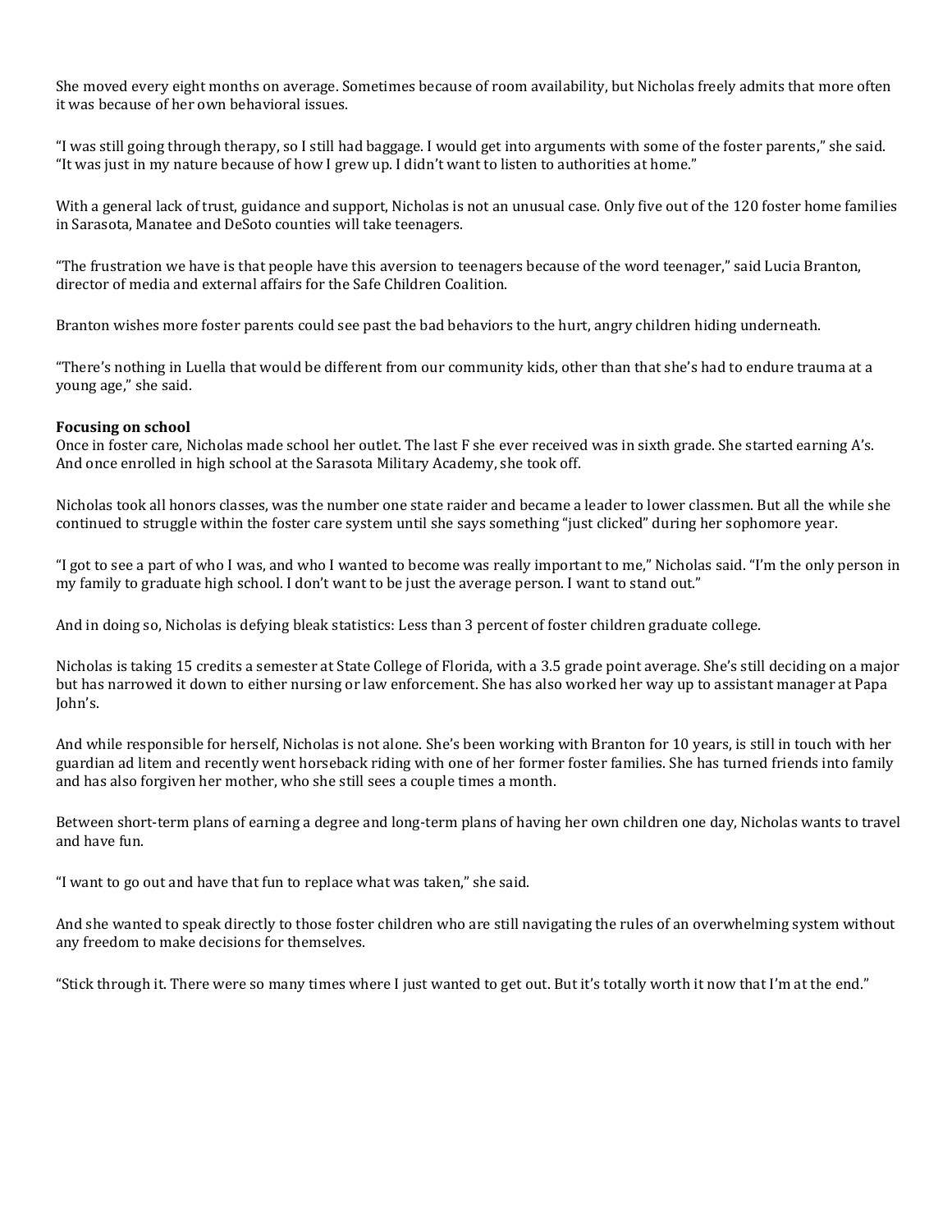She moved every eight months on average. Sometimes because of room availability, but Nicholas freely admits that more often it was because of her own behavioral issues.

"I was still going through therapy, so I still had baggage. I would get into arguments with some of the foster parents," she said. "It was just in my nature because of how I grew up. I didn't want to listen to authorities at home."

With a general lack of trust, guidance and support, Nicholas is not an unusual case. Only five out of the 120 foster home families in Sarasota, Manatee and DeSoto counties will take teenagers.

"The frustration we have is that people have this aversion to teenagers because of the word teenager," said Lucia Branton, director of media and external affairs for the Safe Children Coalition.

Branton wishes more foster parents could see past the bad behaviors to the hurt, angry children hiding underneath.

"There's nothing in Luella that would be different from our community kids, other than that she's had to endure trauma at a young age," she said.

**Focusing on school**

Once in foster care, Nicholas made school her outlet. The last F she ever received was in sixth grade. She started earning A's. And once enrolled in high school at the Sarasota Military Academy, she took off.

Nicholas took all honors classes, was the number one state raider and became a leader to lower classmen. But all the while she continued to struggle within the foster care system until she says something "just clicked" during her sophomore year.

"I got to see a part of who I was, and who I wanted to become was really important to me," Nicholas said. "I'm the only person in my family to graduate high school. I don't want to be just the average person. I want to stand out."

And in doing so, Nicholas is defying bleak statistics: Less than 3 percent of foster children graduate college.

Nicholas is taking 15 credits a semester at State College of Florida, with a 3.5 grade point average. She's still deciding on a major but has narrowed it down to either nursing or law enforcement. She has also worked her way up to assistant manager at Papa John's.

And while responsible for herself, Nicholas is not alone. She's been working with Branton for 10 years, is still in touch with her guardian ad litem and recently went horseback riding with one of her former foster families. She has turned friends into family and has also forgiven her mother, who she still sees a couple times a month.

Between short-term plans of earning a degree and long-term plans of having her own children one day, Nicholas wants to travel and have fun.

"I want to go out and have that fun to replace what was taken," she said.

And she wanted to speak directly to those foster children who are still navigating the rules of an overwhelming system without any freedom to make decisions for themselves.

"Stick through it. There were so many times where I just wanted to get out. But it's totally worth it now that I'm at the end."